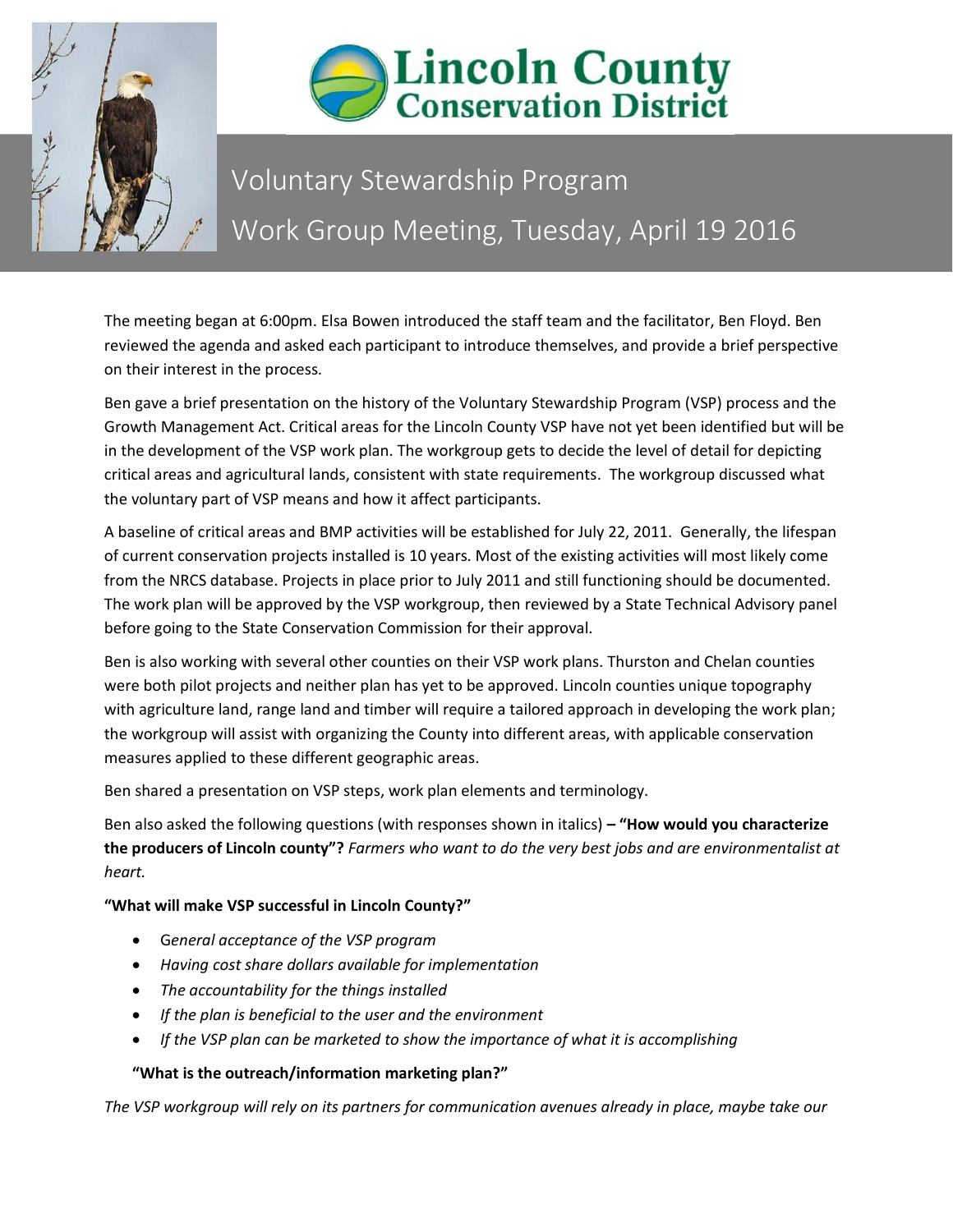# Lincoln County Conservation District

## Voluntary Stewardship Program

## Work Group Meeting, Tuesday, April 19 2016

The meeting began at 6:00pm. Elsa Bowen introduced the staff team and the facilitator, Ben Floyd. Ben reviewed the agenda and asked each participant to introduce themselves, and provide a brief perspective on their interest in the process.

Ben gave a brief presentation on the history of the Voluntary Stewardship Program (VSP) process and the Growth Management Act. Critical areas for the Lincoln County VSP have not yet been identified but will be in the development of the VSP work plan. The workgroup gets to decide the level of detail for depicting critical areas and agricultural lands, consistent with state requirements. The workgroup discussed what the voluntary part of VSP means and how it affect participants.

A baseline of critical areas and BMP activities will be established for July 22, 2011. Generally, the lifespan of current conservation projects installed is 10 years. Most of the existing activities will most likely come from the NRCS database. Projects in place prior to July 2011 and still functioning should be documented. The work plan will be approved by the VSP workgroup, then reviewed by a State Technical Advisory panel before going to the State Conservation Commission for their approval.

Ben is also working with several other counties on their VSP work plans. Thurston and Chelan counties were both pilot projects and neither plan has yet to be approved. Lincoln counties unique topography with agriculture land, range land and timber will require a tailored approach in developing the work plan; the workgroup will assist with organizing the County into different areas, with applicable conservation measures applied to these different geographic areas.

Ben shared a presentation on VSP steps, work plan elements and terminology.

Ben also asked the following questions (with responses shown in italics) – **"How would you characterize the producers of Lincoln county"?** *Farmers who want to do the very best jobs and are environmentalist at heart.*

**"What will make VSP successful in Lincoln County?"**

- *General acceptance of the VSP program*
- *Having cost share dollars available for implementation*
- *The accountability for the things installed*
- *If the plan is beneficial to the user and the environment*
- *If the VSP plan can be marketed to show the importance of what it is accomplishing*

**"What is the outreach/information marketing plan?"**

*The VSP workgroup will rely on its partners for communication avenues already in place, maybe take our*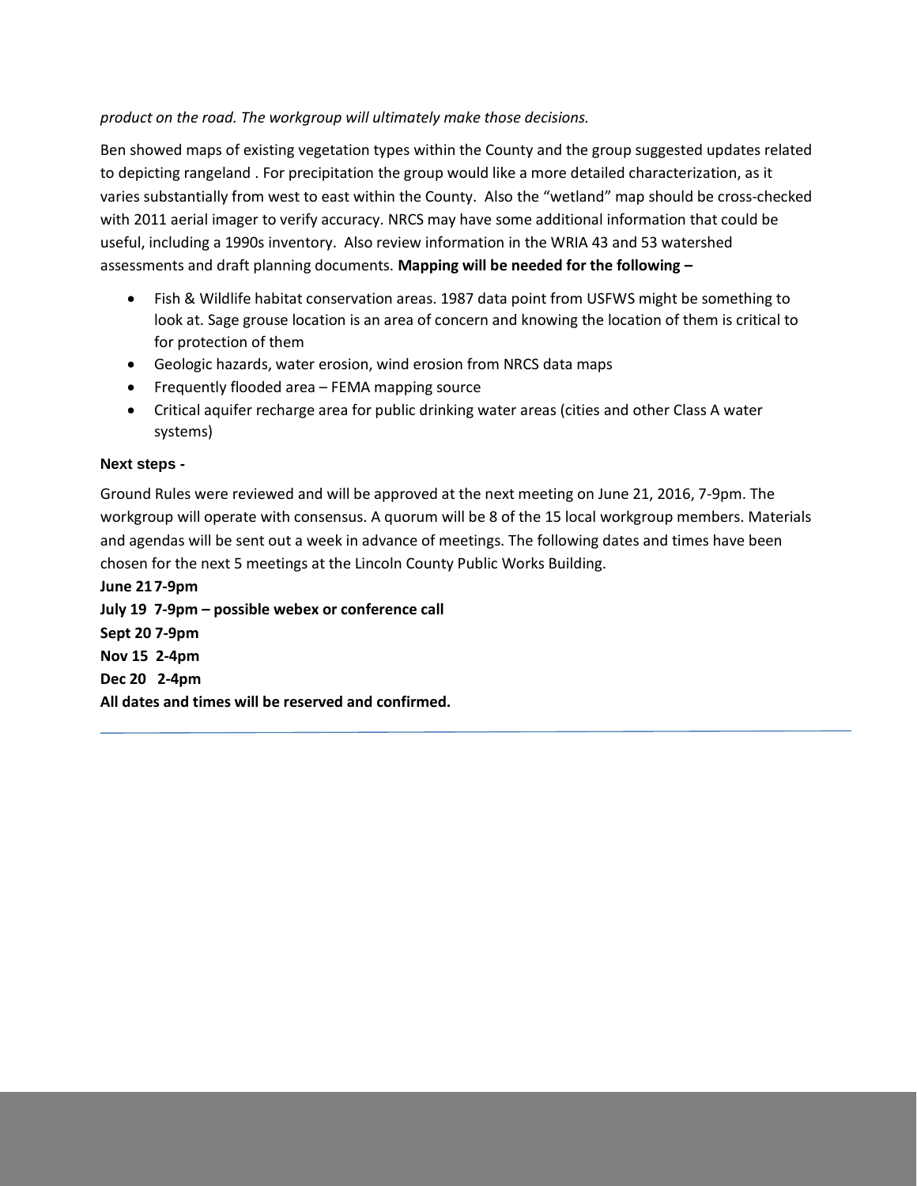*product on the road. The workgroup will ultimately make those decisions.*

Ben showed maps of existing vegetation types within the County and the group suggested updates related to depicting rangeland . For precipitation the group would like a more detailed characterization, as it varies substantially from west to east within the County. Also the "wetland" map should be cross-checked with 2011 aerial imager to verify accuracy. NRCS may have some additional information that could be useful, including a 1990s inventory. Also review information in the WRIA 43 and 53 watershed assessments and draft planning documents. **Mapping will be needed for the following –**

- Fish & Wildlife habitat conservation areas. 1987 data point from USFWS might be something to look at. Sage grouse location is an area of concern and knowing the location of them is critical to for protection of them
- Geologic hazards, water erosion, wind erosion from NRCS data maps
- Frequently flooded area – FEMA mapping source
- Critical aquifer recharge area for public drinking water areas (cities and other Class A water systems)

**Next steps -**

Ground Rules were reviewed and will be approved at the next meeting on June 21, 2016, 7-9pm. The workgroup will operate with consensus. A quorum will be 8 of the 15 local workgroup members. Materials and agendas will be sent out a week in advance of meetings. The following dates and times have been chosen for the next 5 meetings at the Lincoln County Public Works Building.

**June 21 7-9pm**
**July 19 7-9pm – possible webex or conference call**
**Sept 20 7-9pm**
**Nov 15 2-4pm**
**Dec 20 2-4pm**
**All dates and times will be reserved and confirmed.**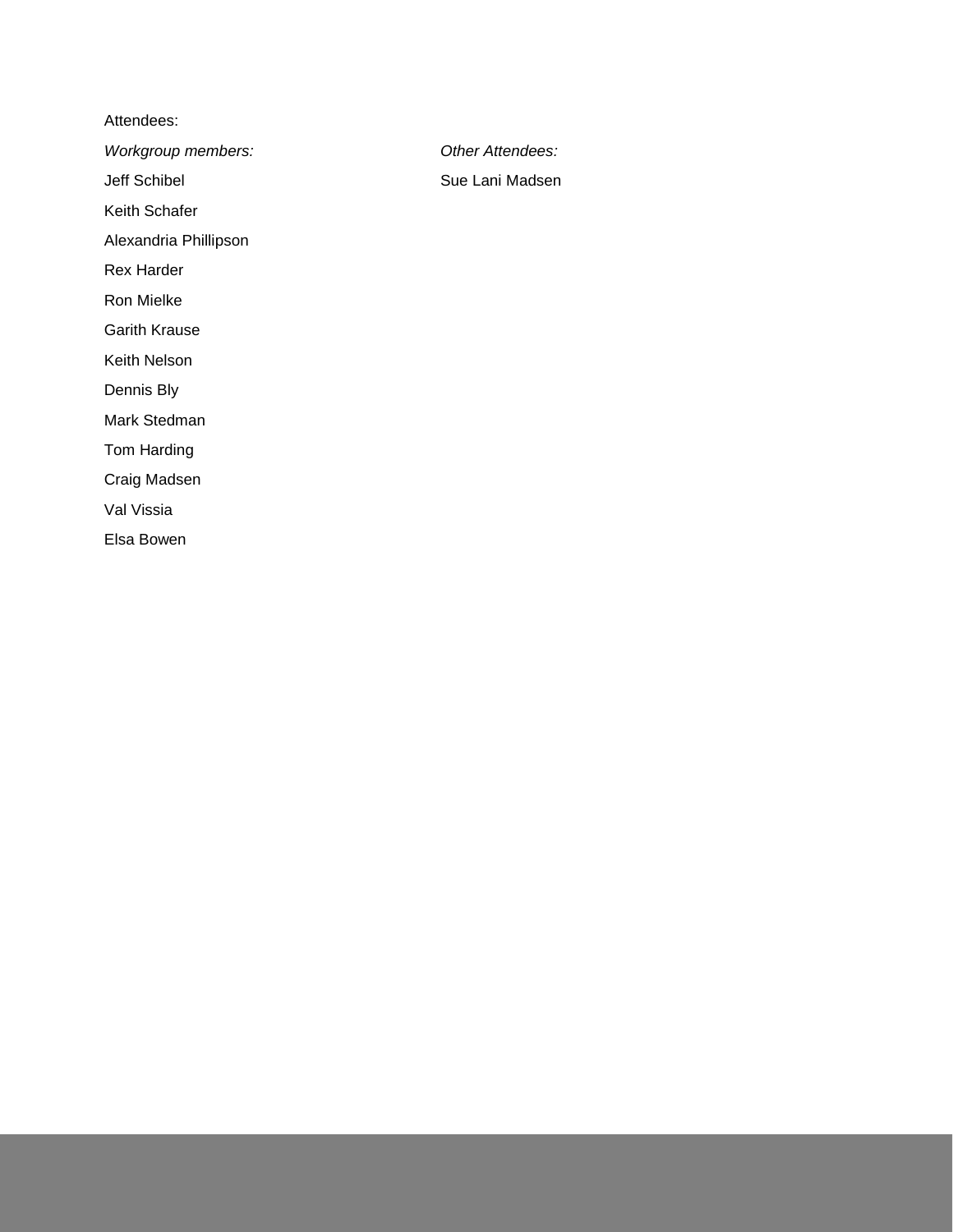Attendees:

*Workgroup members:*

Jeff Schibel

Keith Schafer

Alexandria Phillipson

Rex Harder

Ron Mielke

Garith Krause

Keith Nelson

Dennis Bly

Mark Stedman

Tom Harding

Craig Madsen

Val Vissia

Elsa Bowen

*Other Attendees:*

Sue Lani Madsen